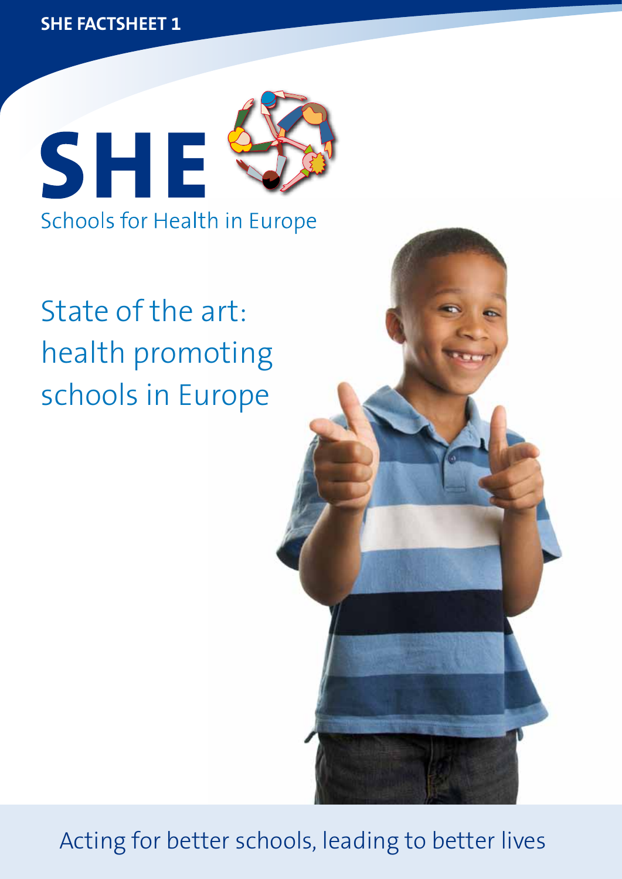SHE FACTSHEET 1

# SHE

Schools for Health in Europe

## State of the art: health promoting schools in Europe

Acting for better schools, leading to better lives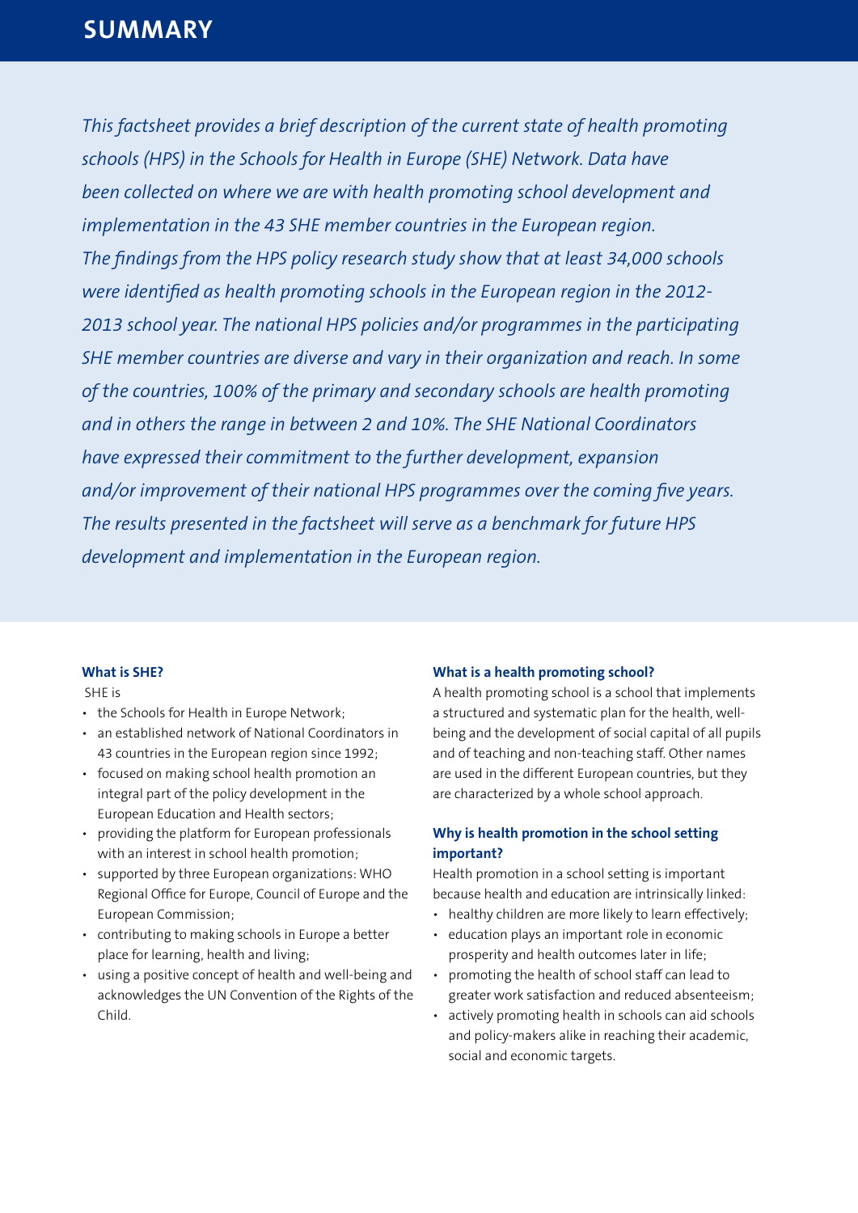# SUMMARY

*This factsheet provides a brief description of the current state of health promoting schools (HPS) in the Schools for Health in Europe (SHE) Network. Data have been collected on where we are with health promoting school development and implementation in the 43 SHE member countries in the European region. The findings from the HPS policy research study show that at least 34,000 schools were identified as health promoting schools in the European region in the 2012-2013 school year. The national HPS policies and/or programmes in the participating SHE member countries are diverse and vary in their organization and reach. In some of the countries, 100% of the primary and secondary schools are health promoting and in others the range in between 2 and 10%. The SHE National Coordinators have expressed their commitment to the further development, expansion and/or improvement of their national HPS programmes over the coming five years. The results presented in the factsheet will serve as a benchmark for future HPS development and implementation in the European region.*

### What is SHE?

SHE is

- the Schools for Health in Europe Network;
- an established network of National Coordinators in 43 countries in the European region since 1992;
- focused on making school health promotion an integral part of the policy development in the European Education and Health sectors;
- providing the platform for European professionals with an interest in school health promotion;
- supported by three European organizations: WHO Regional Office for Europe, Council of Europe and the European Commission;
- contributing to making schools in Europe a better place for learning, health and living;
- using a positive concept of health and well-being and acknowledges the UN Convention of the Rights of the Child.

### What is a health promoting school?

A health promoting school is a school that implements a structured and systematic plan for the health, well-being and the development of social capital of all pupils and of teaching and non-teaching staff. Other names are used in the different European countries, but they are characterized by a whole school approach.

### Why is health promotion in the school setting important?

Health promotion in a school setting is important because health and education are intrinsically linked:

- healthy children are more likely to learn effectively;
- education plays an important role in economic prosperity and health outcomes later in life;
- promoting the health of school staff can lead to greater work satisfaction and reduced absenteeism;
- actively promoting health in schools can aid schools and policy-makers alike in reaching their academic, social and economic targets.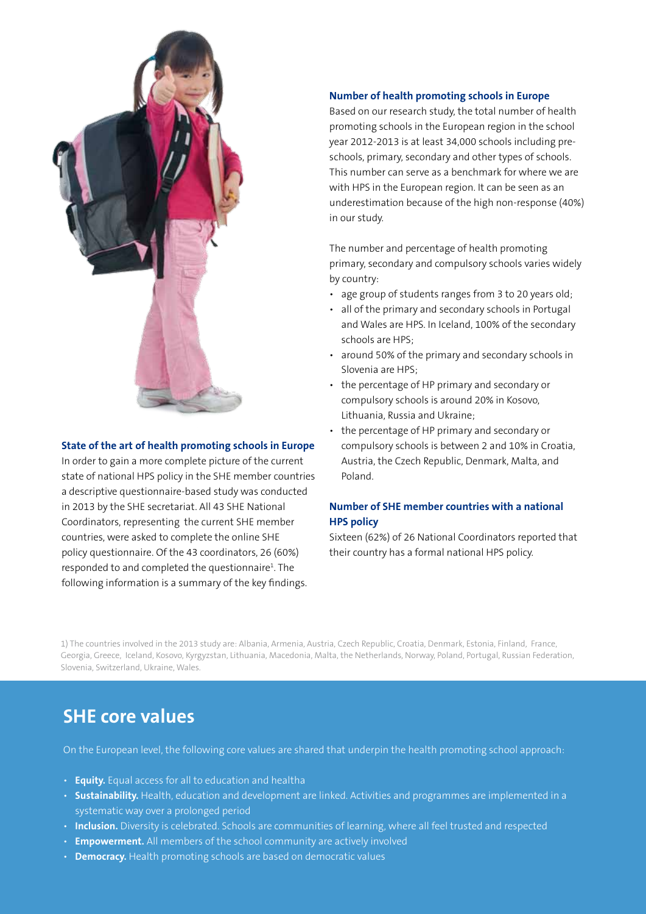## State of the art of health promoting schools in Europe

In order to gain a more complete picture of the current state of national HPS policy in the SHE member countries a descriptive questionnaire-based study was conducted in 2013 by the SHE secretariat. All 43 SHE National Coordinators, representing the current SHE member countries, were asked to complete the online SHE policy questionnaire. Of the 43 coordinators, 26 (60%) responded to and completed the questionnaire[1]. The following information is a summary of the key findings.

## Number of health promoting schools in Europe

Based on our research study, the total number of health promoting schools in the European region in the school year 2012-2013 is at least 34,000 schools including pre-schools, primary, secondary and other types of schools. This number can serve as a benchmark for where we are with HPS in the European region. It can be seen as an underestimation because of the high non-response (40%) in our study.

The number and percentage of health promoting primary, secondary and compulsory schools varies widely by country:

- age group of students ranges from 3 to 20 years old;
- all of the primary and secondary schools in Portugal and Wales are HPS. In Iceland, 100% of the secondary schools are HPS;
- around 50% of the primary and secondary schools in Slovenia are HPS;
- the percentage of HP primary and secondary or compulsory schools is around 20% in Kosovo, Lithuania, Russia and Ukraine;
- the percentage of HP primary and secondary or compulsory schools is between 2 and 10% in Croatia, Austria, the Czech Republic, Denmark, Malta, and Poland.

## Number of SHE member countries with a national HPS policy

Sixteen (62%) of 26 National Coordinators reported that their country has a formal national HPS policy.

1) The countries involved in the 2013 study are: Albania, Armenia, Austria, Czech Republic, Croatia, Denmark, Estonia, Finland, France, Georgia, Greece, Iceland, Kosovo, Kyrgyzstan, Lithuania, Macedonia, Malta, the Netherlands, Norway, Poland, Portugal, Russian Federation, Slovenia, Switzerland, Ukraine, Wales.

# SHE core values

On the European level, the following core values are shared that underpin the health promoting school approach:

- **Equity.** Equal access for all to education and healtha
- **Sustainability.** Health, education and development are linked. Activities and programmes are implemented in a systematic way over a prolonged period
- **Inclusion.** Diversity is celebrated. Schools are communities of learning, where all feel trusted and respected
- **Empowerment.** All members of the school community are actively involved
- **Democracy.** Health promoting schools are based on democratic values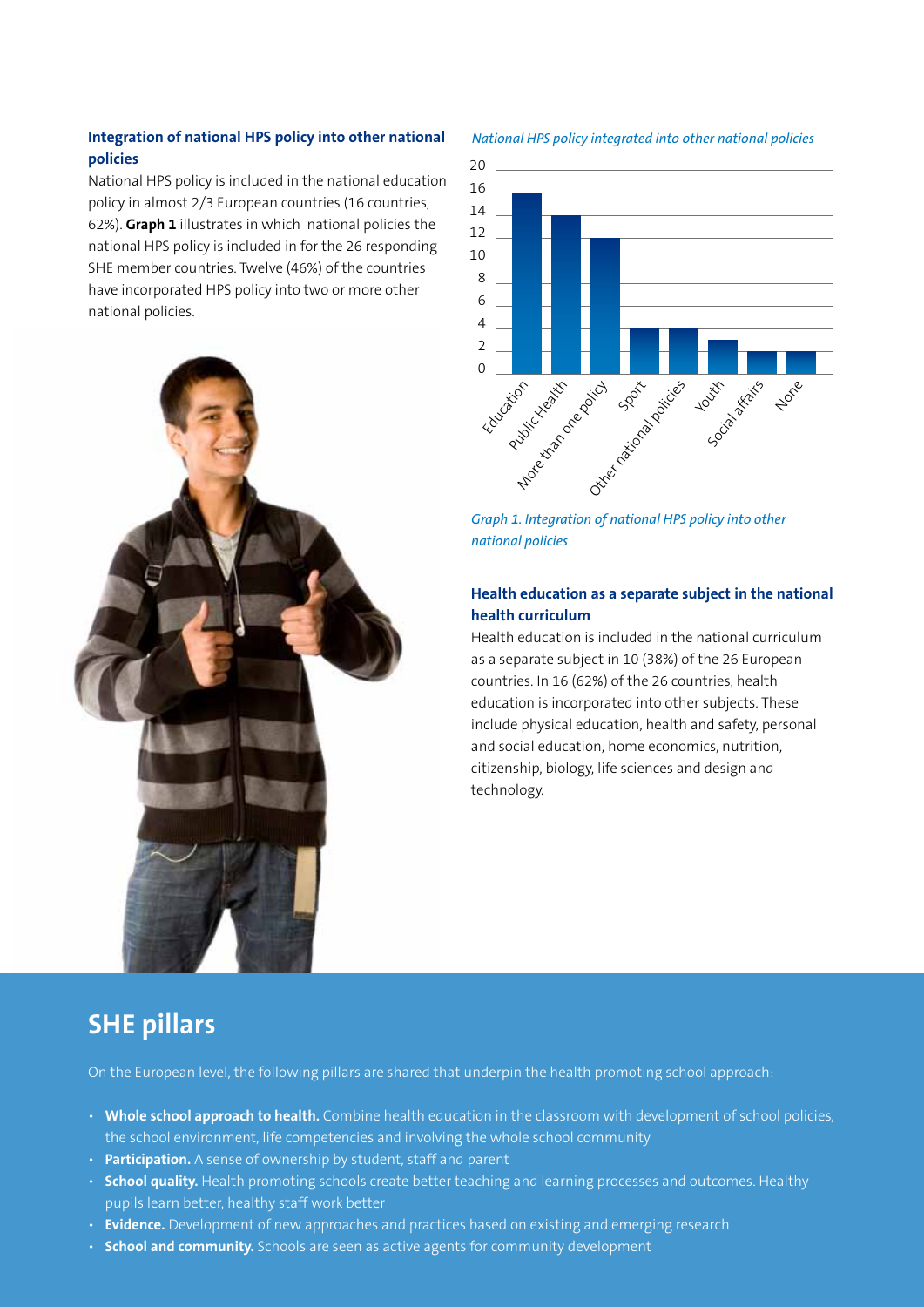### Integration of national HPS policy into other national policies

National HPS policy is included in the national education policy in almost 2/3 European countries (16 countries, 62%). **Graph 1** illustrates in which national policies the national HPS policy is included in for the 26 responding SHE member countries. Twelve (46%) of the countries have incorporated HPS policy into two or more other national policies.

*National HPS policy integrated into other national policies*

| Policy | Number of countries |
| --- | --- |
| Education | 16 |
| Public Health | 14 |
| More than one policy | 12 |
| Sport | 4 |
| Other national policies | 4 |
| Youth | 3 |
| Social affairs | 2 |
| None | 2 |

*Graph 1. Integration of national HPS policy into other national policies*

### Health education as a separate subject in the national health curriculum

Health education is included in the national curriculum as a separate subject in 10 (38%) of the 26 European countries. In 16 (62%) of the 26 countries, health education is incorporated into other subjects. These include physical education, health and safety, personal and social education, home economics, nutrition, citizenship, biology, life sciences and design and technology.

## SHE pillars

On the European level, the following pillars are shared that underpin the health promoting school approach:

- **Whole school approach to health.** Combine health education in the classroom with development of school policies, the school environment, life competencies and involving the whole school community
- **Participation.** A sense of ownership by student, staff and parent
- **School quality.** Health promoting schools create better teaching and learning processes and outcomes. Healthy pupils learn better, healthy staff work better
- **Evidence.** Development of new approaches and practices based on existing and emerging research
- **School and community.** Schools are seen as active agents for community development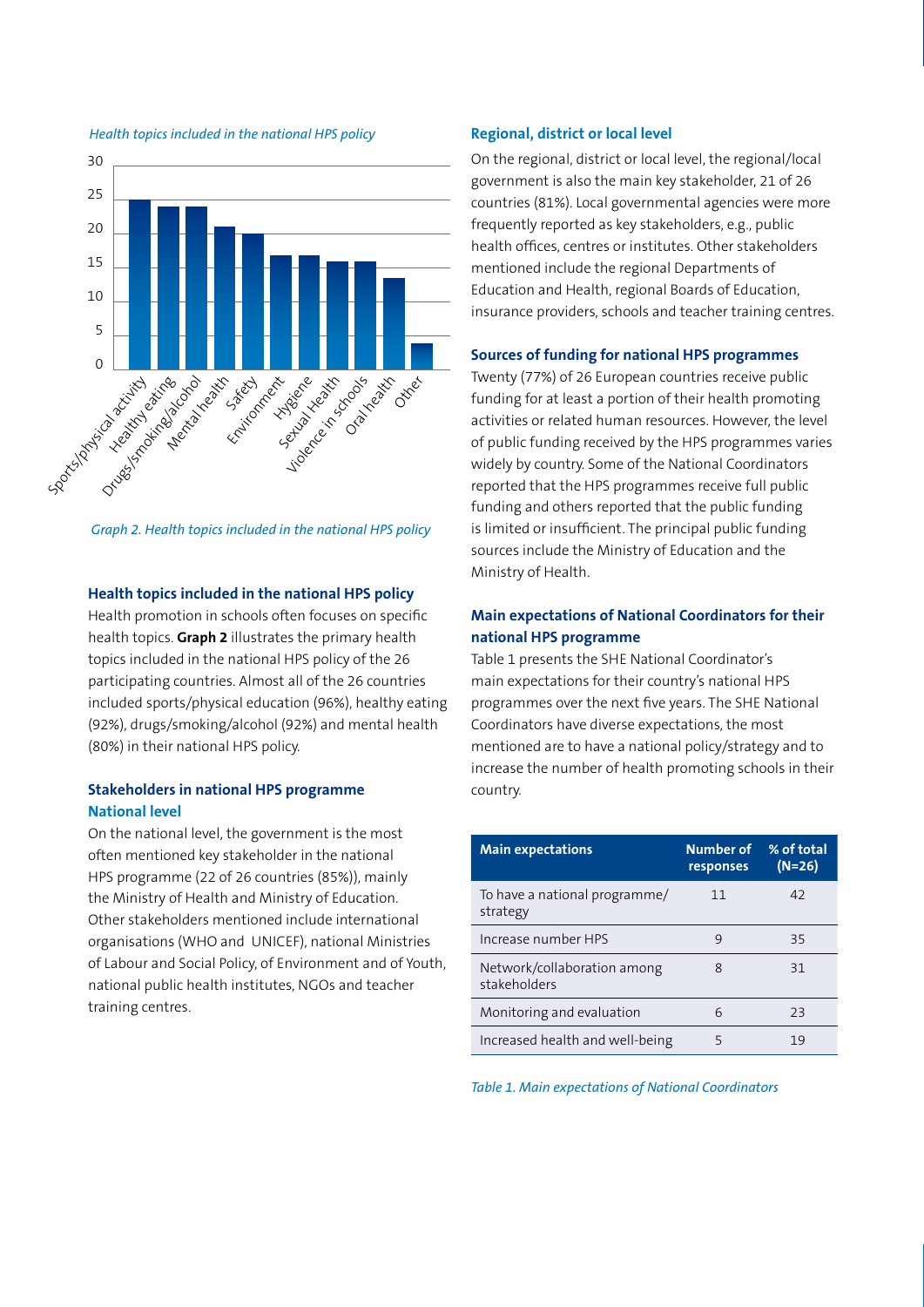*Health topics included in the national HPS policy*

*Graph 2. Health topics included in the national HPS policy*

### Health topics included in the national HPS policy

Health promotion in schools often focuses on specific health topics. **Graph 2** illustrates the primary health topics included in the national HPS policy of the 26 participating countries. Almost all of the 26 countries included sports/physical education (96%), healthy eating (92%), drugs/smoking/alcohol (92%) and mental health (80%) in their national HPS policy.

### Stakeholders in national HPS programme

#### National level

On the national level, the government is the most often mentioned key stakeholder in the national HPS programme (22 of 26 countries (85%)), mainly the Ministry of Health and Ministry of Education. Other stakeholders mentioned include international organisations (WHO and UNICEF), national Ministries of Labour and Social Policy, of Environment and of Youth, national public health institutes, NGOs and teacher training centres.

#### Regional, district or local level

On the regional, district or local level, the regional/local government is also the main key stakeholder, 21 of 26 countries (81%). Local governmental agencies were more frequently reported as key stakeholders, e.g., public health offices, centres or institutes. Other stakeholders mentioned include the regional Departments of Education and Health, regional Boards of Education, insurance providers, schools and teacher training centres.

### Sources of funding for national HPS programmes

Twenty (77%) of 26 European countries receive public funding for at least a portion of their health promoting activities or related human resources. However, the level of public funding received by the HPS programmes varies widely by country. Some of the National Coordinators reported that the HPS programmes receive full public funding and others reported that the public funding is limited or insufficient. The principal public funding sources include the Ministry of Education and the Ministry of Health.

### Main expectations of National Coordinators for their national HPS programme

Table 1 presents the SHE National Coordinator's main expectations for their country's national HPS programmes over the next five years. The SHE National Coordinators have diverse expectations, the most mentioned are to have a national policy/strategy and to increase the number of health promoting schools in their country.

| Main expectations | Number of responses | % of total (N=26) |
|---|---|---|
| To have a national programme/ strategy | 11 | 42 |
| Increase number HPS | 9 | 35 |
| Network/collaboration among stakeholders | 8 | 31 |
| Monitoring and evaluation | 6 | 23 |
| Increased health and well-being | 5 | 19 |

*Table 1. Main expectations of National Coordinators*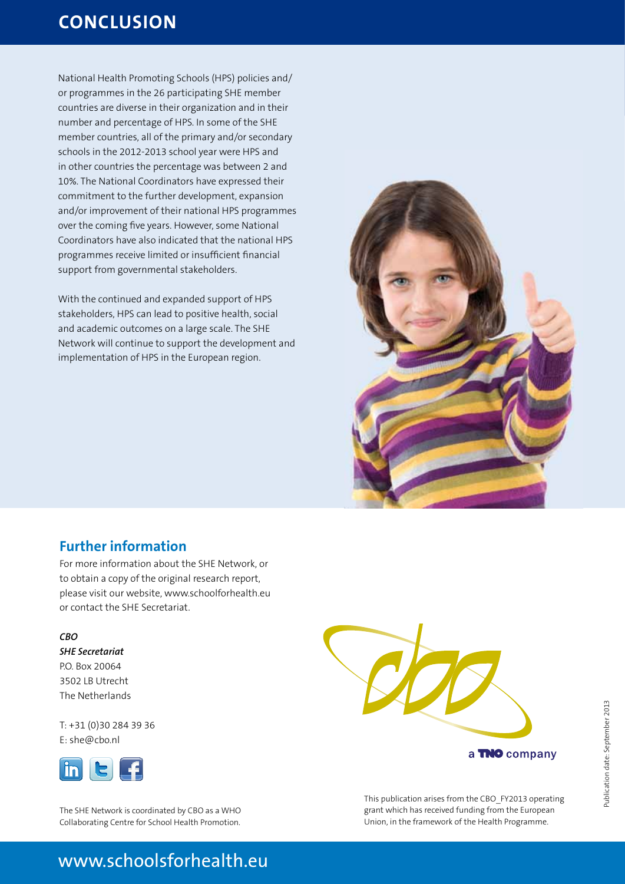# CONCLUSION

National Health Promoting Schools (HPS) policies and/or programmes in the 26 participating SHE member countries are diverse in their organization and in their number and percentage of HPS. In some of the SHE member countries, all of the primary and/or secondary schools in the 2012-2013 school year were HPS and in other countries the percentage was between 2 and 10%. The National Coordinators have expressed their commitment to the further development, expansion and/or improvement of their national HPS programmes over the coming five years. However, some National Coordinators have also indicated that the national HPS programmes receive limited or insufficient financial support from governmental stakeholders.

With the continued and expanded support of HPS stakeholders, HPS can lead to positive health, social and academic outcomes on a large scale. The SHE Network will continue to support the development and implementation of HPS in the European region.

## Further information

For more information about the SHE Network, or to obtain a copy of the original research report, please visit our website, www.schoolforhealth.eu or contact the SHE Secretariat.

***CBO***
***SHE Secretariat***
P.O. Box 20064
3502 LB Utrecht
The Netherlands

T: +31 (0)30 284 39 36
E: she@cbo.nl

The SHE Network is coordinated by CBO as a WHO Collaborating Centre for School Health Promotion.

a TNO company

This publication arises from the CBO_FY2013 operating grant which has received funding from the European Union, in the framework of the Health Programme.

Publication date: September 2013

www.schoolsforhealth.eu